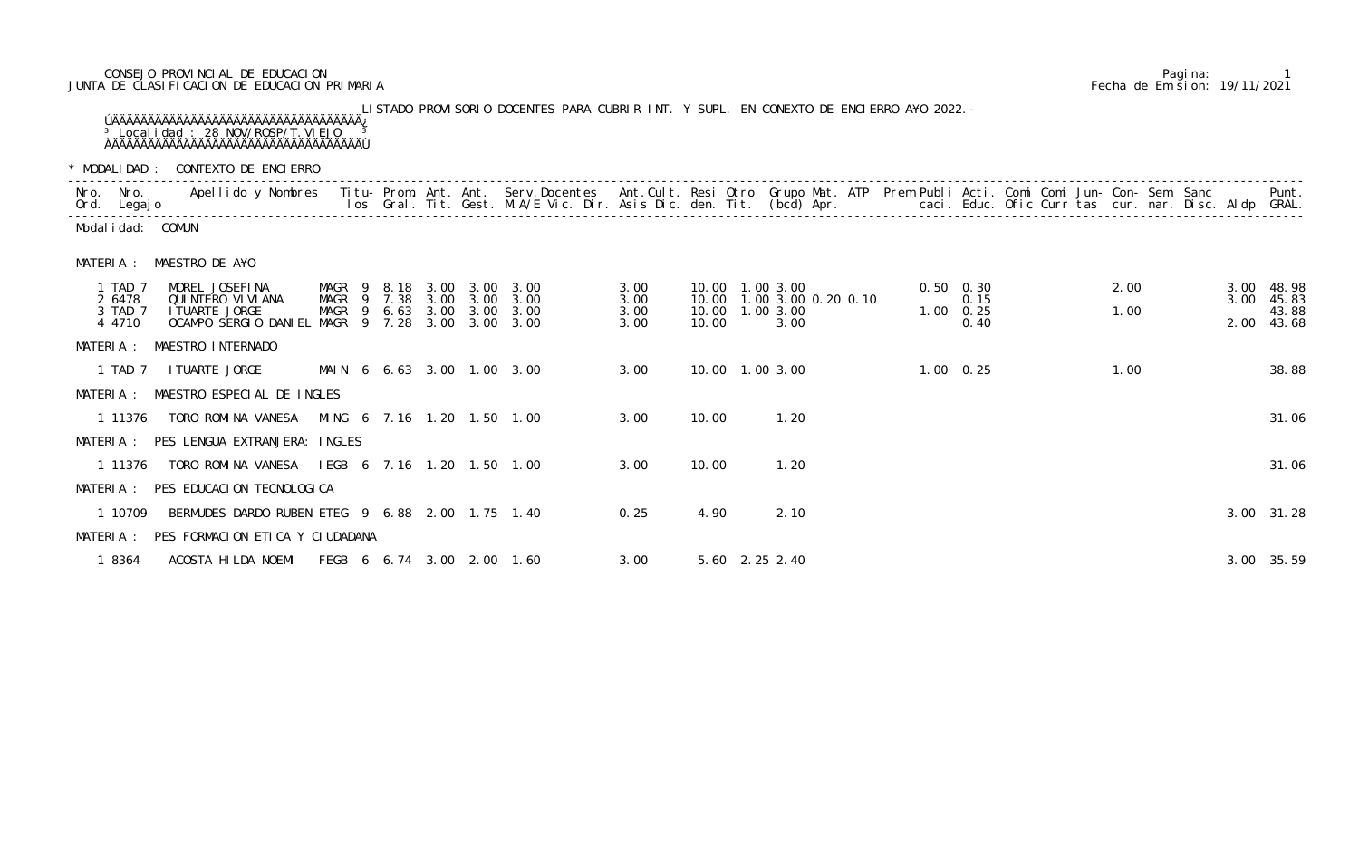CONSEJO PROVINCIAL DE EDUCACION
JUNTA DE CLASIFICACION DE EDUCACION PRIMARIA

Fecha de Emision: 19/11/2021

LISTADO PROVISORIO DOCENTES PARA CUBRIR INT. Y SUPL. EN CONEXTO DE ENCIERRO A¥O 2022.-

Localidad : 28 NOV/ROSP/T.VIEJO

\* MODALIDAD : CONTEXTO DE ENCIERRO

Modalidad: COMUN

MATERIA : MAESTRO DE A¥O

| Nro. Ord. | Nro. Legajo | Apellido y Nombres | Titulos | | Prom. Gral. | Ant. Tit. | Ant. Gest. | Serv.Docentes M.A/E Vic. Dir. | Ant.Cult. Asis Dic. | Resi den. | Otro Tit. | Grupo (bcd) | Mat. Apr. | ATP | Prem | Publi caci. | Acti. Educ. | Comi Ofic | Comi Curr | Jun-tas | Con-cur. | Semi nar. | Sanc Disc. | Aldp | Punt. GRAL. |
|---|---|---|---|---|---|---|---|---|---|---|---|---|---|---|---|---|---|---|---|---|---|---|---|---|---|
| 1 | TAD 7 | MOREL JOSEFINA | MAGR | 9 | 8.18 | 3.00 | 3.00 | 3.00 | 3.00 | 10.00 | 1.00 | 3.00 | | | | 0.50 | 0.30 | | | | 2.00 | | | 3.00 | 48.98 |
| 2 | 6478 | QUINTERO VIVIANA | MAGR | 9 | 7.38 | 3.00 | 3.00 | 3.00 | 3.00 | 10.00 | 1.00 | 3.00 | 0.20 | 0.10 | | | 0.15 | | | | | | | 3.00 | 45.83 |
| 3 | TAD 7 | ITUARTE JORGE | MAGR | 9 | 6.63 | 3.00 | 3.00 | 3.00 | 3.00 | 10.00 | 1.00 | 3.00 | | | | 1.00 | 0.25 | | | | 1.00 | | | | 43.88 |
| 4 | 4710 | OCAMPO SERGIO DANIEL | MAGR | 9 | 7.28 | 3.00 | 3.00 | 3.00 | 3.00 | 10.00 | | 3.00 | | | | | 0.40 | | | | | | | 2.00 | 43.68 |

MATERIA : MAESTRO INTERNADO

| Nro. Ord. | Nro. Legajo | Apellido y Nombres | Titulos | | Prom. Gral. | Ant. Tit. | Ant. Gest. | Serv.Docentes M.A/E Vic. Dir. | Ant.Cult. Asis Dic. | Resi den. | Otro Tit. | Grupo (bcd) | Mat. Apr. | ATP | Prem | Publi caci. | Acti. Educ. | Comi Ofic | Comi Curr | Jun-tas | Con-cur. | Semi nar. | Sanc Disc. | Aldp | Punt. GRAL. |
|---|---|---|---|---|---|---|---|---|---|---|---|---|---|---|---|---|---|---|---|---|---|---|---|---|---|
| 1 | TAD 7 | ITUARTE JORGE | MAIN | 6 | 6.63 | 3.00 | 1.00 | 3.00 | 3.00 | 10.00 | 1.00 | 3.00 | | | | 1.00 | 0.25 | | | | 1.00 | | | | 38.88 |

MATERIA : MAESTRO ESPECIAL DE INGLES

| Nro. Ord. | Nro. Legajo | Apellido y Nombres | Titulos | | Prom. Gral. | Ant. Tit. | Ant. Gest. | Serv.Docentes M.A/E Vic. Dir. | Ant.Cult. Asis Dic. | Resi den. | Otro Tit. | Grupo (bcd) | Mat. Apr. | ATP | Prem | Publi caci. | Acti. Educ. | Comi Ofic | Comi Curr | Jun-tas | Con-cur. | Semi nar. | Sanc Disc. | Aldp | Punt. GRAL. |
|---|---|---|---|---|---|---|---|---|---|---|---|---|---|---|---|---|---|---|---|---|---|---|---|---|---|
| 1 | 11376 | TORO ROMINA VANESA | MING | 6 | 7.16 | 1.20 | 1.50 | 1.00 | 3.00 | 10.00 | | 1.20 | | | | | | | | | | | | | 31.06 |

MATERIA : PES LENGUA EXTRANJERA: INGLES

| Nro. Ord. | Nro. Legajo | Apellido y Nombres | Titulos | | Prom. Gral. | Ant. Tit. | Ant. Gest. | Serv.Docentes M.A/E Vic. Dir. | Ant.Cult. Asis Dic. | Resi den. | Otro Tit. | Grupo (bcd) | Mat. Apr. | ATP | Prem | Publi caci. | Acti. Educ. | Comi Ofic | Comi Curr | Jun-tas | Con-cur. | Semi nar. | Sanc Disc. | Aldp | Punt. GRAL. |
|---|---|---|---|---|---|---|---|---|---|---|---|---|---|---|---|---|---|---|---|---|---|---|---|---|---|
| 1 | 11376 | TORO ROMINA VANESA | IEGB | 6 | 7.16 | 1.20 | 1.50 | 1.00 | 3.00 | 10.00 | | 1.20 | | | | | | | | | | | | | 31.06 |

MATERIA : PES EDUCACION TECNOLOGICA

| Nro. Ord. | Nro. Legajo | Apellido y Nombres | Titulos | | Prom. Gral. | Ant. Tit. | Ant. Gest. | Serv.Docentes M.A/E Vic. Dir. | Ant.Cult. Asis Dic. | Resi den. | Otro Tit. | Grupo (bcd) | Mat. Apr. | ATP | Prem | Publi caci. | Acti. Educ. | Comi Ofic | Comi Curr | Jun-tas | Con-cur. | Semi nar. | Sanc Disc. | Aldp | Punt. GRAL. |
|---|---|---|---|---|---|---|---|---|---|---|---|---|---|---|---|---|---|---|---|---|---|---|---|---|---|
| 1 | 10709 | BERMUDES DARDO RUBEN | ETEG | 9 | 6.88 | 2.00 | 1.75 | 1.40 | 0.25 | 4.90 | | 2.10 | | | | | | | | | | | | 3.00 | 31.28 |

MATERIA : PES FORMACION ETICA Y CIUDADANA

| Nro. Ord. | Nro. Legajo | Apellido y Nombres | Titulos | | Prom. Gral. | Ant. Tit. | Ant. Gest. | Serv.Docentes M.A/E Vic. Dir. | Ant.Cult. Asis Dic. | Resi den. | Otro Tit. | Grupo (bcd) | Mat. Apr. | ATP | Prem | Publi caci. | Acti. Educ. | Comi Ofic | Comi Curr | Jun-tas | Con-cur. | Semi nar. | Sanc Disc. | Aldp | Punt. GRAL. |
|---|---|---|---|---|---|---|---|---|---|---|---|---|---|---|---|---|---|---|---|---|---|---|---|---|---|
| 1 | 8364 | ACOSTA HILDA NOEMI | FEGB | 6 | 6.74 | 3.00 | 2.00 | 1.60 | 3.00 | 5.60 | 2.25 | 2.40 | | | | | | | | | | | | 3.00 | 35.59 |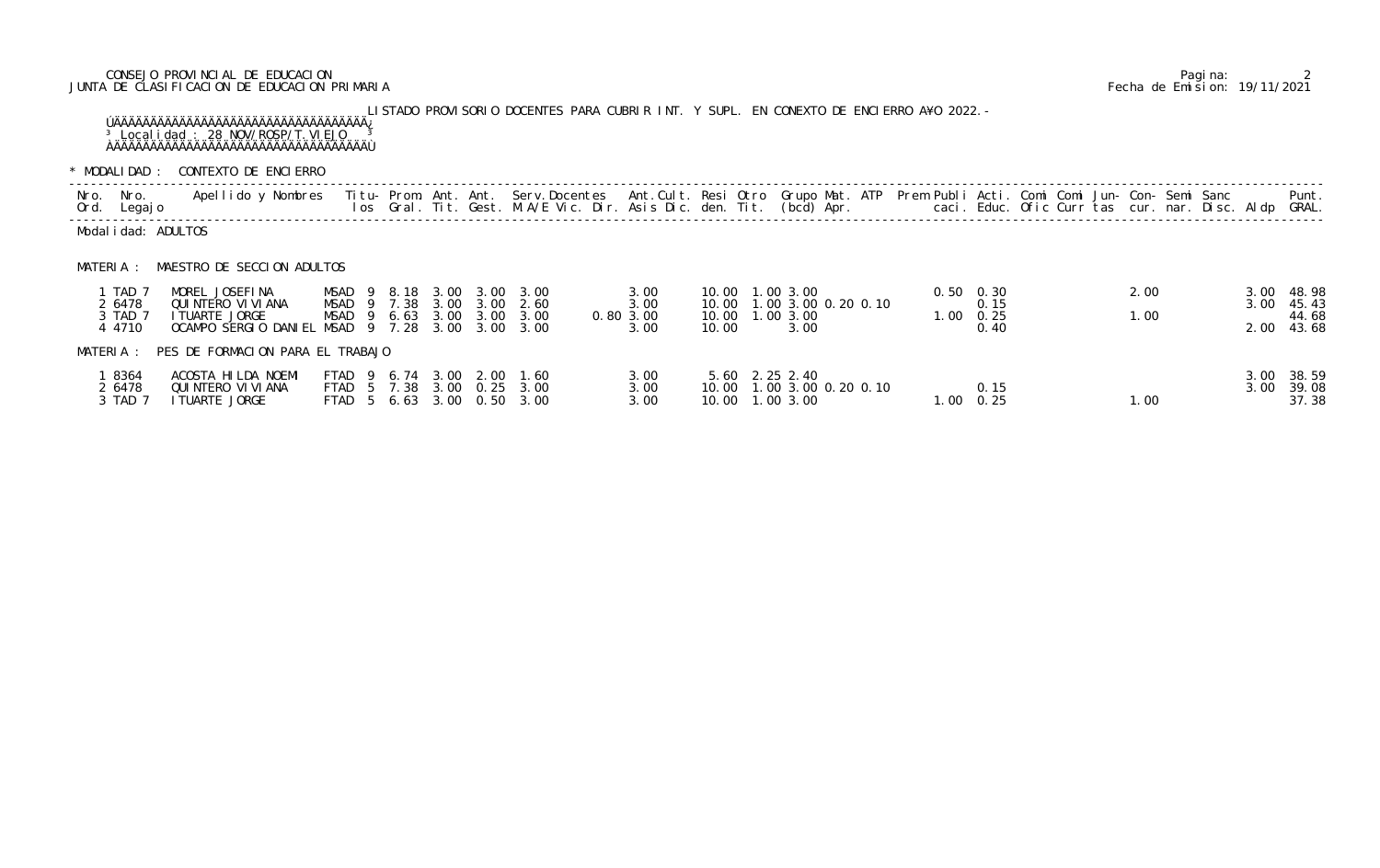CONSEJO PROVINCIAL DE EDUCACION
JUNTA DE CLASIFICACION DE EDUCACION PRIMARIA

Fecha de Emision: 19/11/2021

LISTADO PROVISORIO DOCENTES PARA CUBRIR INT. Y SUPL. EN CONEXTO DE ENCIERRO A¥O 2022.-

³ Localidad : 28 NOV/ROSP/T.VIEJO ³

\* MODALIDAD : CONTEXTO DE ENCIERRO

Modalidad: ADULTOS

MATERIA : MAESTRO DE SECCION ADULTOS

| Nro. Ord. | Nro. Legajo | Apellido y Nombres | Titulos | Prom. Gral. | Ant. Tit. | Ant. Gest. | Serv.Docentes M.A/E | Vic. | Dir. | Ant.Cult. Asis | Resi Dic. | Otro den. | Grupo Tit. | Mat. (bcd) | ATP Apr. | Prem | Publi caci. | Acti. Educ. | Comi Ofic | Comi Curr | Jun-tas | Con-cur. | Semi nar. | Sanc Disc. | Aldp | Punt. GRAL. |
|---|---|---|---|---|---|---|---|---|---|---|---|---|---|---|---|---|---|---|---|---|---|---|---|---|---|---|
| 1 | TAD 7 | MOREL JOSEFINA | MSAD 9 | 8.18 | 3.00 | 3.00 | 3.00 | | | 3.00 | 10.00 | 1.00 | 3.00 | | | | 0.50 | 0.30 | | | | 2.00 | | | 3.00 | 48.98 |
| 2 | 6478 | QUINTERO VIVIANA | MSAD 9 | 7.38 | 3.00 | 3.00 | 2.60 | | | 3.00 | 10.00 | 1.00 | 3.00 | 0.20 | 0.10 | | | 0.15 | | | | | | | 3.00 | 45.43 |
| 3 | TAD 7 | ITUARTE JORGE | MSAD 9 | 6.63 | 3.00 | 3.00 | 3.00 | | 0.80 | 3.00 | 10.00 | 1.00 | 3.00 | | | | 1.00 | 0.25 | | | | 1.00 | | | | 44.68 |
| 4 | 4710 | OCAMPO SERGIO DANIEL | MSAD 9 | 7.28 | 3.00 | 3.00 | 3.00 | | | 3.00 | 10.00 | | 3.00 | | | | | 0.40 | | | | | | | 2.00 | 43.68 |

MATERIA : PES DE FORMACION PARA EL TRABAJO

| Nro. Ord. | Nro. Legajo | Apellido y Nombres | Titulos | Prom. Gral. | Ant. Tit. | Ant. Gest. | Serv.Docentes M.A/E | Vic. | Dir. | Ant.Cult. Asis | Resi Dic. | Otro den. | Grupo Tit. | Mat. (bcd) | ATP Apr. | Prem | Publi caci. | Acti. Educ. | Comi Ofic | Comi Curr | Jun-tas | Con-cur. | Semi nar. | Sanc Disc. | Aldp | Punt. GRAL. |
|---|---|---|---|---|---|---|---|---|---|---|---|---|---|---|---|---|---|---|---|---|---|---|---|---|---|---|
| 1 | 8364 | ACOSTA HILDA NOEMI | FTAD 9 | 6.74 | 3.00 | 2.00 | 1.60 | | | 3.00 | 5.60 | 2.25 | 2.40 | | | | | | | | | | | | 3.00 | 38.59 |
| 2 | 6478 | QUINTERO VIVIANA | FTAD 5 | 7.38 | 3.00 | 0.25 | 3.00 | | | 3.00 | 10.00 | 1.00 | 3.00 | 0.20 | 0.10 | | | 0.15 | | | | | | | 3.00 | 39.08 |
| 3 | TAD 7 | ITUARTE JORGE | FTAD 5 | 6.63 | 3.00 | 0.50 | 3.00 | | | 3.00 | 10.00 | 1.00 | 3.00 | | | | 1.00 | 0.25 | | | | 1.00 | | | | 37.38 |